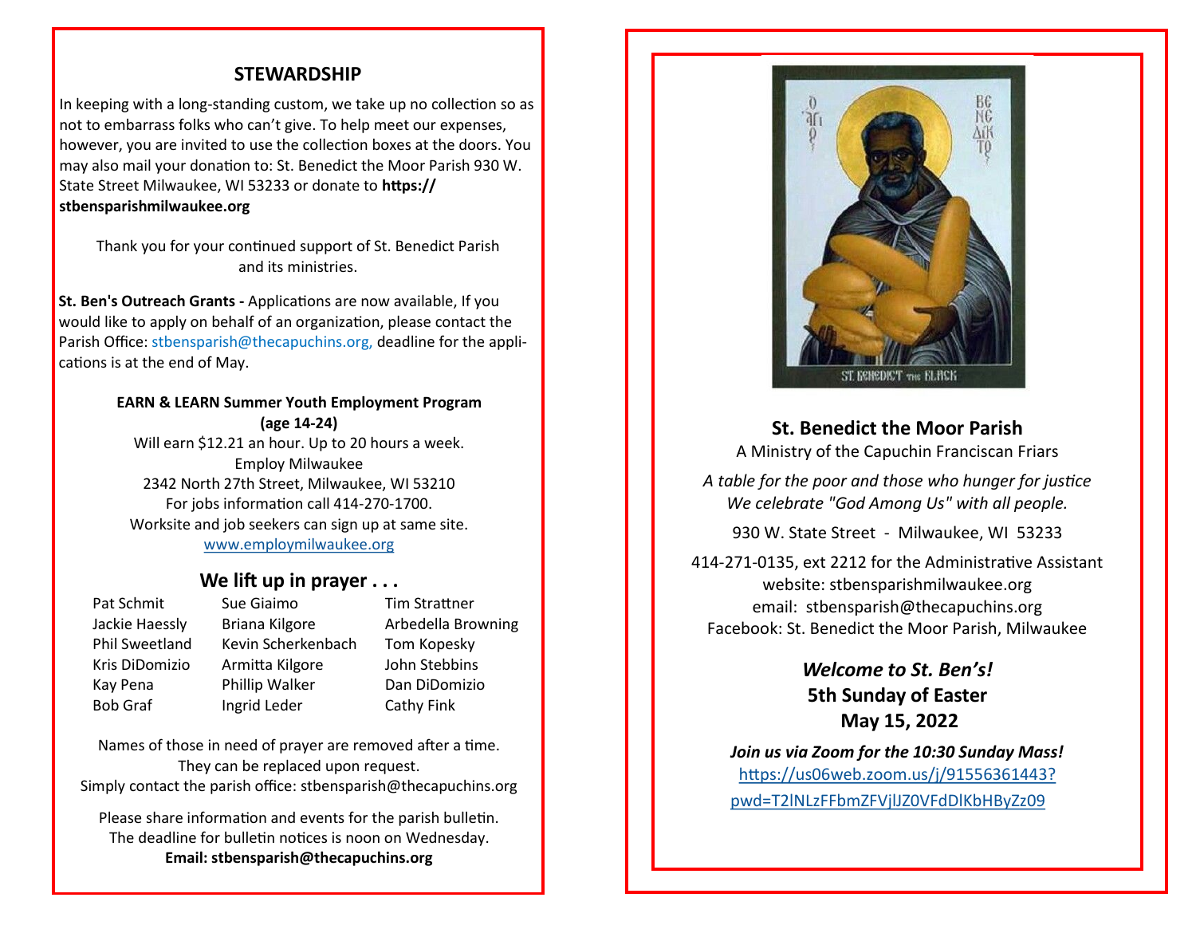## STEWARDSHIP

In keeping with a long-standing custom, we take up no collection so as not to embarrass folks who can't give. To help meet our expenses, however, you are invited to use the collection boxes at the doors. You may also mail your donation to: St. Benedict the Moor Parish 930 W. State Street Milwaukee, WI 53233 or donate to **https://stbensparishmilwaukee.org**

Thank you for your continued support of St. Benedict Parish and its ministries.

**St. Ben's Outreach Grants -** Applications are now available, If you would like to apply on behalf of an organization, please contact the Parish Office: stbensparish@thecapuchins.org, deadline for the applications is at the end of May.

**EARN & LEARN Summer Youth Employment Program (age 14-24)**

Will earn $12.21 an hour. Up to 20 hours a week.
Employ Milwaukee
2342 North 27th Street, Milwaukee, WI 53210
For jobs information call 414-270-1700.
Worksite and job seekers can sign up at same site.
www.employmilwaukee.org

## We lift up in prayer . . .

| | | |
|---|---|---|
| Pat Schmit | Sue Giaimo | Tim Strattner |
| Jackie Haessly | Briana Kilgore | Arbedella Browning |
| Phil Sweetland | Kevin Scherkenbach | Tom Kopesky |
| Kris DiDomizio | Armitta Kilgore | John Stebbins |
| Kay Pena | Phillip Walker | Dan DiDomizio |
| Bob Graf | Ingrid Leder | Cathy Fink |

Names of those in need of prayer are removed after a time. They can be replaced upon request. Simply contact the parish office: stbensparish@thecapuchins.org

Please share information and events for the parish bulletin. The deadline for bulletin notices is noon on Wednesday.
**Email: stbensparish@thecapuchins.org**

ST. BENEDICT THE BLACK

## St. Benedict the Moor Parish

A Ministry of the Capuchin Franciscan Friars

*A table for the poor and those who hunger for justice*
*We celebrate "God Among Us" with all people.*

930 W. State Street - Milwaukee, WI 53233

414-271-0135, ext 2212 for the Administrative Assistant
website: stbensparishmilwaukee.org
email: stbensparish@thecapuchins.org
Facebook: St. Benedict the Moor Parish, Milwaukee

***Welcome to St. Ben's!***
**5th Sunday of Easter**
**May 15, 2022**

***Join us via Zoom for the 10:30 Sunday Mass!***
https://us06web.zoom.us/j/91556361443?pwd=T2lNLzFFbmZFVjlJZ0VFdDlKbHByZz09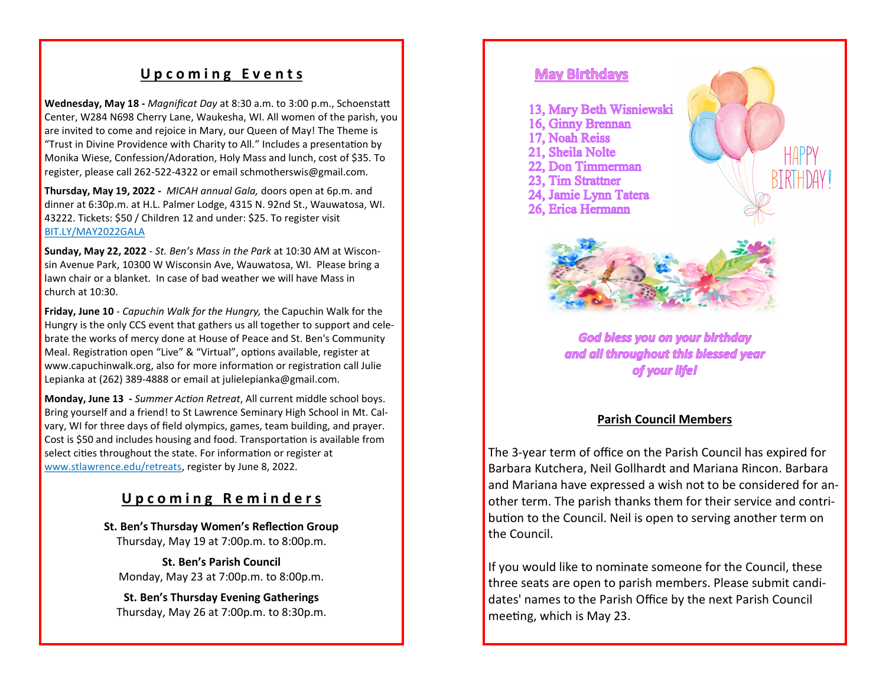## Upcoming Events

**Wednesday, May 18 -** *Magnificat Day* at 8:30 a.m. to 3:00 p.m., Schoenstatt Center, W284 N698 Cherry Lane, Waukesha, WI. All women of the parish, you are invited to come and rejoice in Mary, our Queen of May! The Theme is "Trust in Divine Providence with Charity to All." Includes a presentation by Monika Wiese, Confession/Adoration, Holy Mass and lunch, cost of $35. To register, please call 262-522-4322 or email schmotherswis@gmail.com.

**Thursday, May 19, 2022 -** *MICAH annual Gala,* doors open at 6p.m. and dinner at 6:30p.m. at H.L. Palmer Lodge, 4315 N. 92nd St., Wauwatosa, WI. 43222. Tickets: $50 / Children 12 and under: $25. To register visit BIT.LY/MAY2022GALA

**Sunday, May 22, 2022** - *St. Ben's Mass in the Park* at 10:30 AM at Wisconsin Avenue Park, 10300 W Wisconsin Ave, Wauwatosa, WI. Please bring a lawn chair or a blanket. In case of bad weather we will have Mass in church at 10:30.

**Friday, June 10** - *Capuchin Walk for the Hungry,* the Capuchin Walk for the Hungry is the only CCS event that gathers us all together to support and celebrate the works of mercy done at House of Peace and St. Ben's Community Meal. Registration open "Live" & "Virtual", options available, register at www.capuchinwalk.org, also for more information or registration call Julie Lepianka at (262) 389-4888 or email at julielepianka@gmail.com.

**Monday, June 13 -** *Summer Action Retreat*, All current middle school boys. Bring yourself and a friend! to St Lawrence Seminary High School in Mt. Calvary, WI for three days of field olympics, games, team building, and prayer. Cost is $50 and includes housing and food. Transportation is available from select cities throughout the state. For information or register at www.stlawrence.edu/retreats, register by June 8, 2022.

## Upcoming Reminders

**St. Ben's Thursday Women's Reflection Group**
Thursday, May 19 at 7:00p.m. to 8:00p.m.

**St. Ben's Parish Council**
Monday, May 23 at 7:00p.m. to 8:00p.m.

**St. Ben's Thursday Evening Gatherings**
Thursday, May 26 at 7:00p.m. to 8:30p.m.

## May Birthdays

13, Mary Beth Wisniewski
16, Ginny Brennan
17, Noah Reiss
21, Sheila Nolte
22, Don Timmerman
23, Tim Strattner
24, Jamie Lynn Tatera
26, Erica Hermann

HAPPY BIRTHDAY!

*God bless you on your birthday and all throughout this blessed year of your life!*

## Parish Council Members

The 3-year term of office on the Parish Council has expired for Barbara Kutchera, Neil Gollhardt and Mariana Rincon. Barbara and Mariana have expressed a wish not to be considered for another term. The parish thanks them for their service and contribution to the Council. Neil is open to serving another term on the Council.

If you would like to nominate someone for the Council, these three seats are open to parish members. Please submit candidates' names to the Parish Office by the next Parish Council meeting, which is May 23.